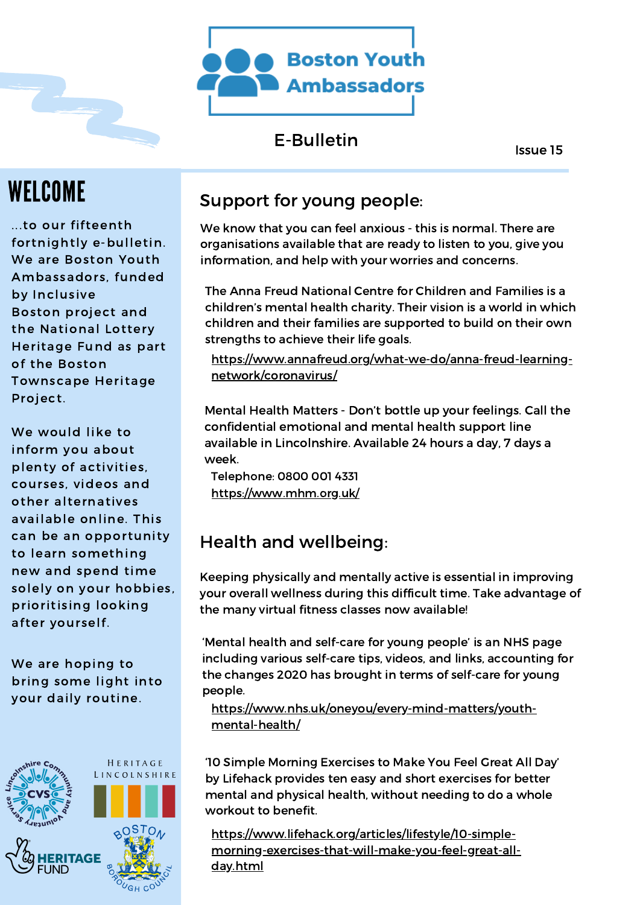# Boston Youth Ambassadors

E-Bulletin

Issue 15

## WELCOME

...to our fifteenth fortnightly e-bulletin. We are Boston Youth Ambassadors, funded by Inclusive Boston project and the National Lottery Heritage Fund as part of the Boston Townscape Heritage Project.

We would like to inform you about plenty of activities, courses, videos and other alternatives available online. This can be an opportunity to learn something new and spend time solely on your hobbies, prioritising looking after yourself.

We are hoping to bring some light into your daily routine.

## Support for young people:

We know that you can feel anxious - this is normal. There are organisations available that are ready to listen to you, give you information, and help with your worries and concerns.

The Anna Freud National Centre for Children and Families is a children's mental health charity. Their vision is a world in which children and their families are supported to build on their own strengths to achieve their life goals.

https://www.annafreud.org/what-we-do/anna-freud-learning-network/coronavirus/

Mental Health Matters - Don't bottle up your feelings. Call the confidential emotional and mental health support line available in Lincolnshire. Available 24 hours a day, 7 days a week.

Telephone: 0800 001 4331

https://www.mhm.org.uk/

## Health and wellbeing:

Keeping physically and mentally active is essential in improving your overall wellness during this difficult time. Take advantage of the many virtual fitness classes now available!

'Mental health and self-care for young people' is an NHS page including various self-care tips, videos, and links, accounting for the changes 2020 has brought in terms of self-care for young people.

https://www.nhs.uk/oneyou/every-mind-matters/youth-mental-health/

'10 Simple Morning Exercises to Make You Feel Great All Day' by Lifehack provides ten easy and short exercises for better mental and physical health, without needing to do a whole workout to benefit.

https://www.lifehack.org/articles/lifestyle/10-simple-morning-exercises-that-will-make-you-feel-great-all-day.html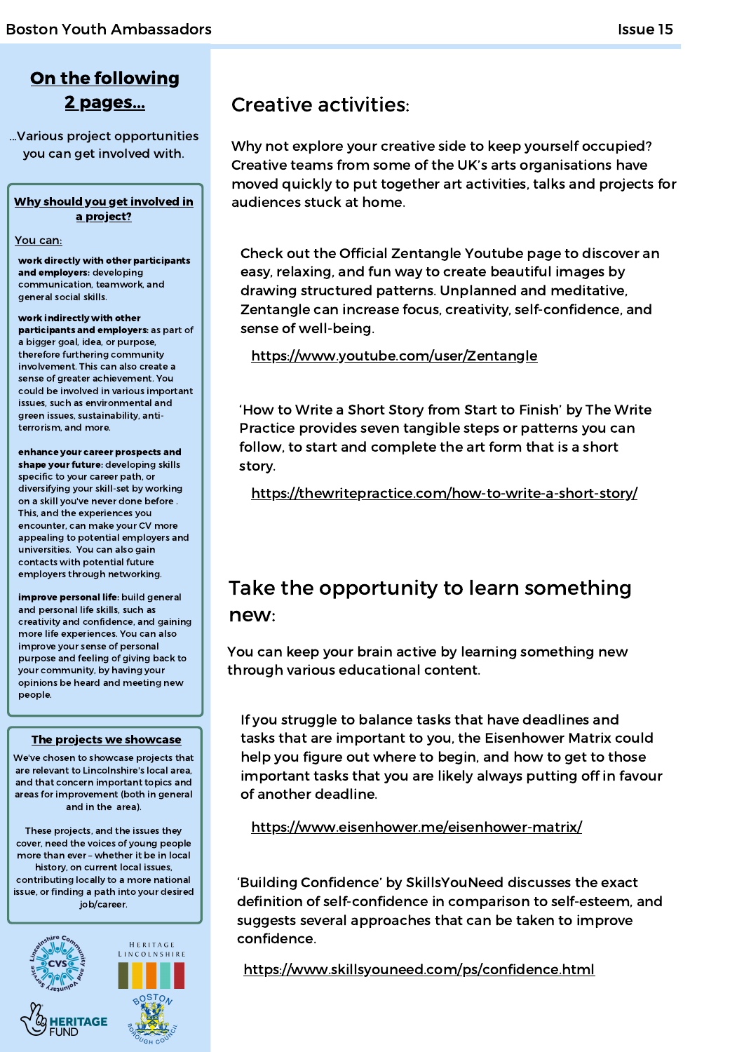## On the following 2 pages...

...Various project opportunities you can get involved with.

**Why should you get involved in a project?**

You can:

**work directly with other participants and employers:** developing communication, teamwork, and general social skills.

**work indirectly with other participants and employers:** as part of a bigger goal, idea, or purpose, therefore furthering community involvement. This can also create a sense of greater achievement. You could be involved in various important issues, such as environmental and green issues, sustainability, anti-terrorism, and more.

**enhance your career prospects and shape your future:** developing skills specific to your career path, or diversifying your skill-set by working on a skill you've never done before . This, and the experiences you encounter, can make your CV more appealing to potential employers and universities. You can also gain contacts with potential future employers through networking.

**improve personal life:** build general and personal life skills, such as creativity and confidence, and gaining more life experiences. You can also improve your sense of personal purpose and feeling of giving back to your community, by having your opinions be heard and meeting new people.

**The projects we showcase**

We've chosen to showcase projects that are relevant to Lincolnshire's local area, and that concern important topics and areas for improvement (both in general and in the area).

These projects, and the issues they cover, need the voices of young people more than ever - whether it be in local history, on current local issues, contributing locally to a more national issue, or finding a path into your desired job/career.

## Creative activities:

Why not explore your creative side to keep yourself occupied? Creative teams from some of the UK's arts organisations have moved quickly to put together art activities, talks and projects for audiences stuck at home.

Check out the Official Zentangle Youtube page to discover an easy, relaxing, and fun way to create beautiful images by drawing structured patterns. Unplanned and meditative, Zentangle can increase focus, creativity, self-confidence, and sense of well-being.

https://www.youtube.com/user/Zentangle

'How to Write a Short Story from Start to Finish' by The Write Practice provides seven tangible steps or patterns you can follow, to start and complete the art form that is a short story.

https://thewritepractice.com/how-to-write-a-short-story/

## Take the opportunity to learn something new:

You can keep your brain active by learning something new through various educational content.

If you struggle to balance tasks that have deadlines and tasks that are important to you, the Eisenhower Matrix could help you figure out where to begin, and how to get to those important tasks that you are likely always putting off in favour of another deadline.

https://www.eisenhower.me/eisenhower-matrix/

'Building Confidence' by SkillsYouNeed discusses the exact definition of self-confidence in comparison to self-esteem, and suggests several approaches that can be taken to improve confidence.

https://www.skillsyouneed.com/ps/confidence.html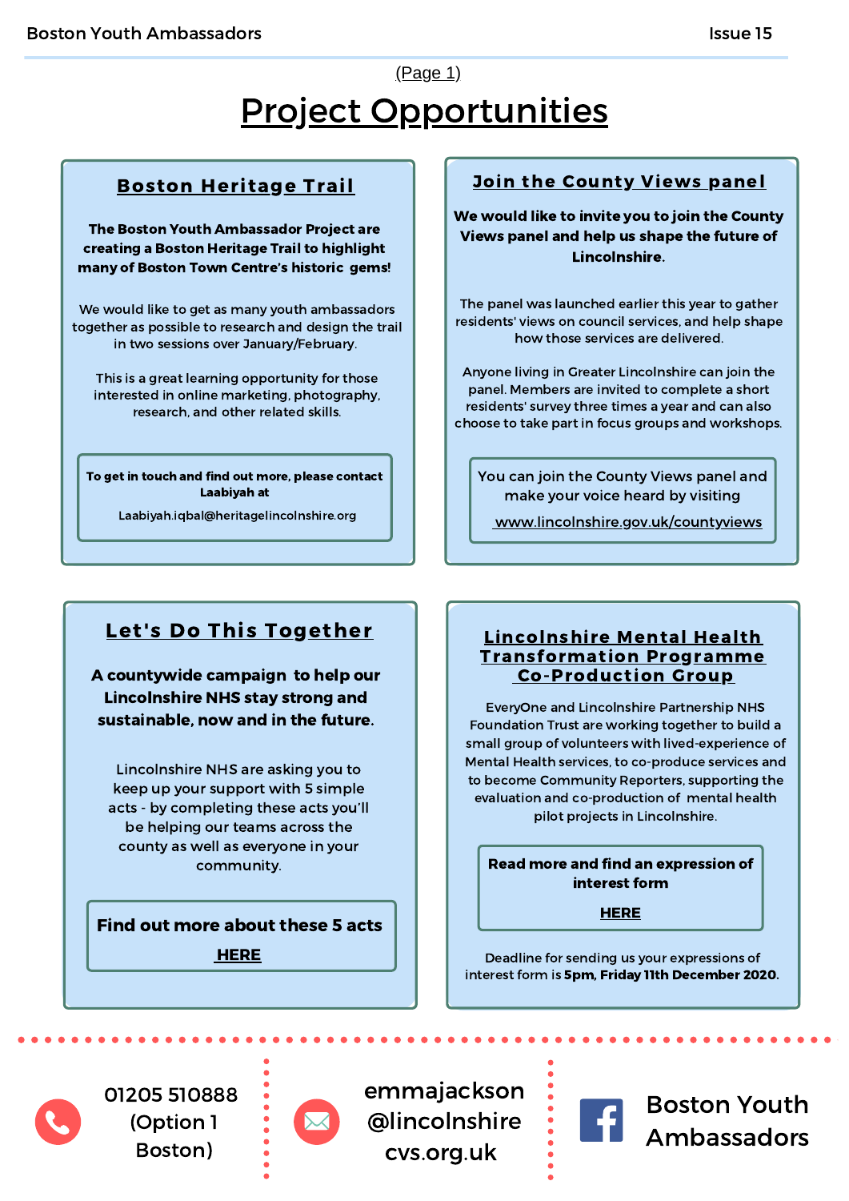(Page 1)

# Project Opportunities

## Boston Heritage Trail

**The Boston Youth Ambassador Project are creating a Boston Heritage Trail to highlight many of Boston Town Centre's historic gems!**

We would like to get as many youth ambassadors together as possible to research and design the trail in two sessions over January/February.

This is a great learning opportunity for those interested in online marketing, photography, research, and other related skills.

**To get in touch and find out more, please contact Laabiyah at**

Laabiyah.iqbal@heritagelincolnshire.org

## Join the County Views panel

**We would like to invite you to join the County Views panel and help us shape the future of Lincolnshire.**

The panel was launched earlier this year to gather residents' views on council services, and help shape how those services are delivered.

Anyone living in Greater Lincolnshire can join the panel. Members are invited to complete a short residents' survey three times a year and can also choose to take part in focus groups and workshops.

You can join the County Views panel and make your voice heard by visiting www.lincolnshire.gov.uk/countyviews

## Let's Do This Together

**A countywide campaign to help our Lincolnshire NHS stay strong and sustainable, now and in the future.**

Lincolnshire NHS are asking you to keep up your support with 5 simple acts - by completing these acts you'll be helping our teams across the county as well as everyone in your community.

**Find out more about these 5 acts**

**HERE**

## Lincolnshire Mental Health Transformation Programme Co-Production Group

EveryOne and Lincolnshire Partnership NHS Foundation Trust are working together to build a small group of volunteers with lived-experience of Mental Health services, to co-produce services and to become Community Reporters, supporting the evaluation and co-production of mental health pilot projects in Lincolnshire.

**Read more and find an expression of interest form**

**HERE**

Deadline for sending us your expressions of interest form is **5pm, Friday 11th December 2020.**

---

01205 510888 (Option 1 Boston)

emmajackson@lincolnshirecvs.org.uk

Boston Youth Ambassadors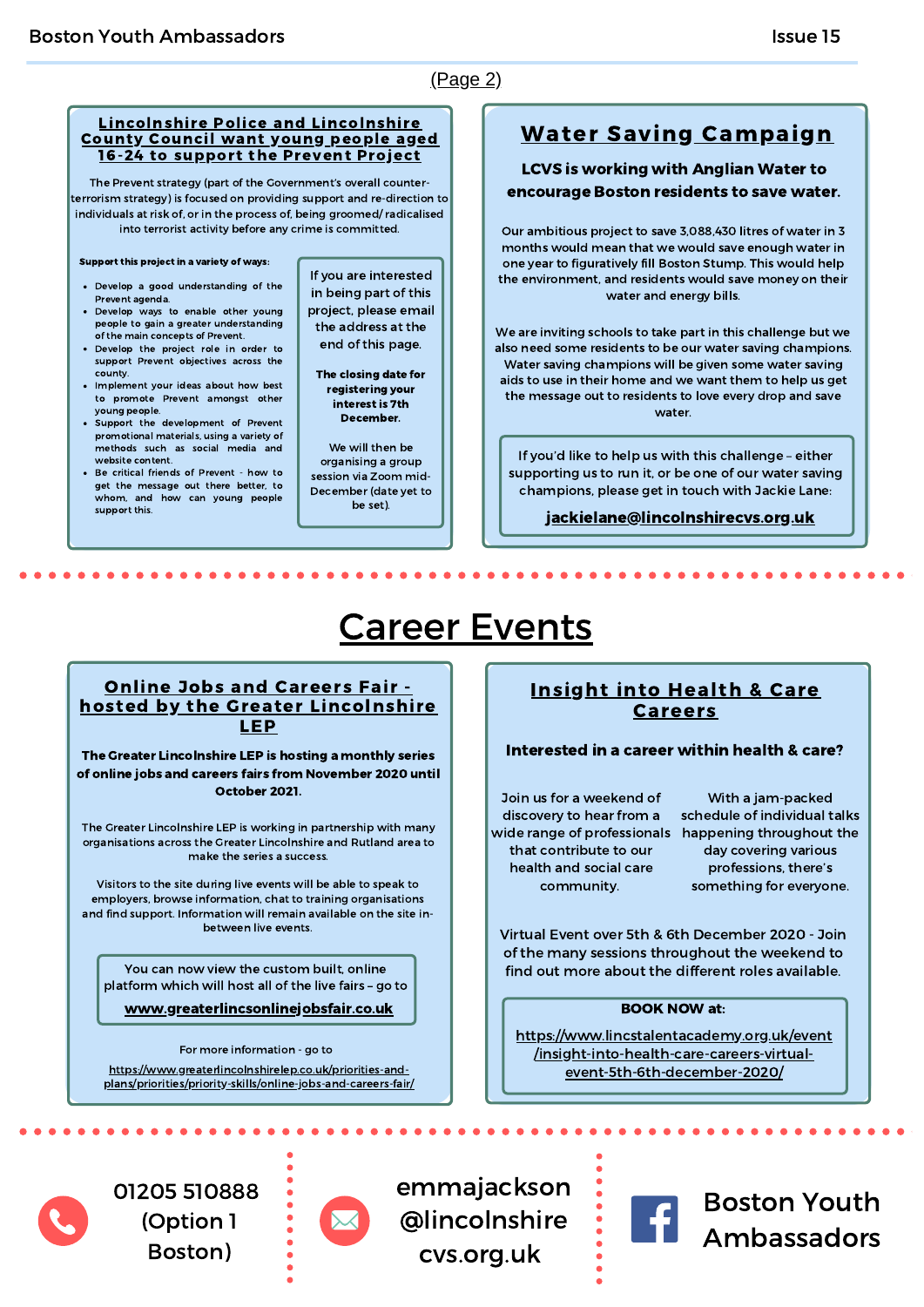(Page 2)

## Lincolnshire Police and Lincolnshire County Council want young people aged 16-24 to support the Prevent Project

The Prevent strategy (part of the Government's overall counter-terrorism strategy) is focused on providing support and re-direction to individuals at risk of, or in the process of, being groomed/ radicalised into terrorist activity before any crime is committed.

**Support this project in a variety of ways:**

- Develop a good understanding of the Prevent agenda.
- Develop ways to enable other young people to gain a greater understanding of the main concepts of Prevent.
- Develop the project role in order to support Prevent objectives across the county.
- Implement your ideas about how best to promote Prevent amongst other young people.
- Support the development of Prevent promotional materials, using a variety of methods such as social media and website content.
- Be critical friends of Prevent - how to get the message out there better, to whom, and how can young people support this.

If you are interested in being part of this project, please email the address at the end of this page.

**The closing date for registering your interest is 7th December.**

We will then be organising a group session via Zoom mid-December (date yet to be set).

## Water Saving Campaign

**LCVS is working with Anglian Water to encourage Boston residents to save water.**

Our ambitious project to save 3,088,430 litres of water in 3 months would mean that we would save enough water in one year to figuratively fill Boston Stump. This would help the environment, and residents would save money on their water and energy bills.

We are inviting schools to take part in this challenge but we also need some residents to be our water saving champions. Water saving champions will be given some water saving aids to use in their home and we want them to help us get the message out to residents to love every drop and save water.

If you'd like to help us with this challenge – either supporting us to run it, or be one of our water saving champions, please get in touch with Jackie Lane:

**jackielane@lincolnshirecvs.org.uk**

# Career Events

## Online Jobs and Careers Fair - hosted by the Greater Lincolnshire LEP

**The Greater Lincolnshire LEP is hosting a monthly series of online jobs and careers fairs from November 2020 until October 2021.**

The Greater Lincolnshire LEP is working in partnership with many organisations across the Greater Lincolnshire and Rutland area to make the series a success.

Visitors to the site during live events will be able to speak to employers, browse information, chat to training organisations and find support. Information will remain available on the site in-between live events.

You can now view the custom built, online platform which will host all of the live fairs – go to

**www.greaterlincsonlinejobsfair.co.uk**

For more information - go to

https://www.greaterlincolnshirelep.co.uk/priorities-and-plans/priorities/priority-skills/online-jobs-and-careers-fair/

## Insight into Health & Care Careers

**Interested in a career within health & care?**

Join us for a weekend of discovery to hear from a wide range of professionals that contribute to our health and social care community.

With a jam-packed schedule of individual talks happening throughout the day covering various professions, there's something for everyone.

Virtual Event over 5th & 6th December 2020 - Join of the many sessions throughout the weekend to find out more about the different roles available.

**BOOK NOW at:**

https://www.lincstalentacademy.org.uk/event/insight-into-health-care-careers-virtual-event-5th-6th-december-2020/

01205 510888 (Option 1 Boston)

emmajackson@lincolnshirecvs.org.uk

Boston Youth Ambassadors